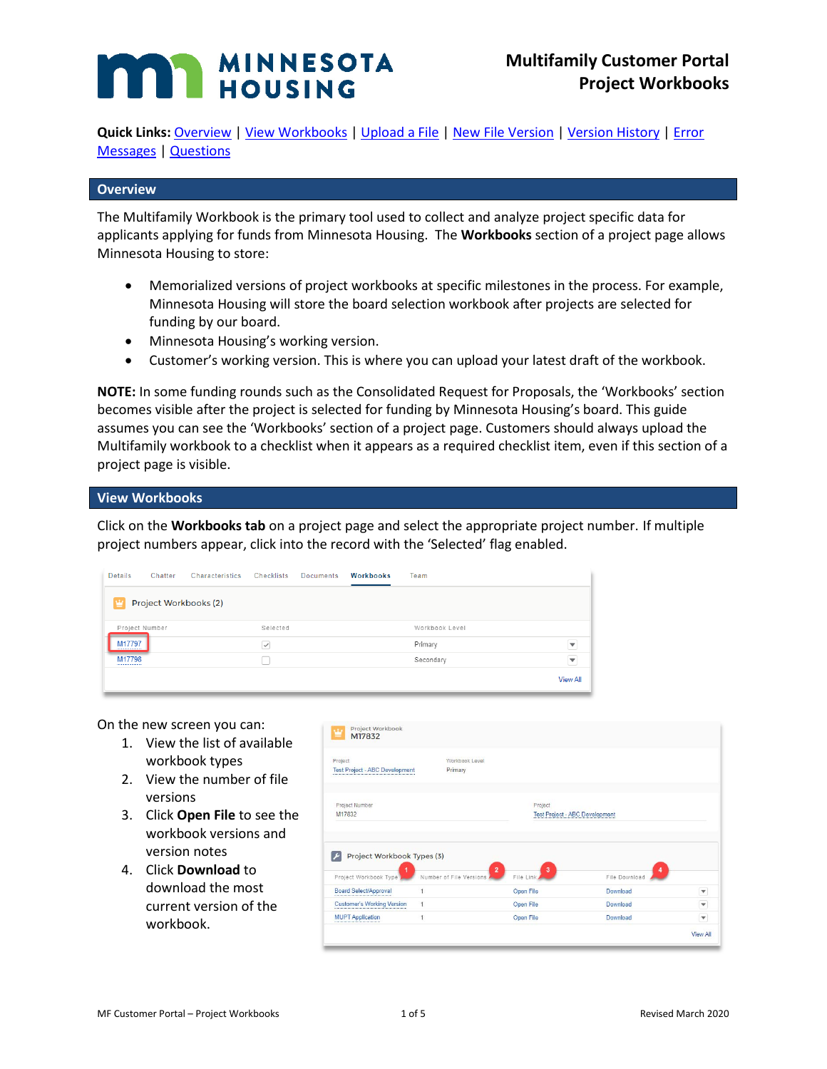# Multifamily Customer Portal
# Project Workbooks

**Quick Links:** Overview | View Workbooks | Upload a File | New File Version | Version History | Error Messages | Questions

## Overview

The Multifamily Workbook is the primary tool used to collect and analyze project specific data for applicants applying for funds from Minnesota Housing. The **Workbooks** section of a project page allows Minnesota Housing to store:

- Memorialized versions of project workbooks at specific milestones in the process. For example, Minnesota Housing will store the board selection workbook after projects are selected for funding by our board.
- Minnesota Housing's working version.
- Customer's working version. This is where you can upload your latest draft of the workbook.

**NOTE:** In some funding rounds such as the Consolidated Request for Proposals, the 'Workbooks' section becomes visible after the project is selected for funding by Minnesota Housing's board. This guide assumes you can see the 'Workbooks' section of a project page. Customers should always upload the Multifamily workbook to a checklist when it appears as a required checklist item, even if this section of a project page is visible.

## View Workbooks

Click on the **Workbooks tab** on a project page and select the appropriate project number. If multiple project numbers appear, click into the record with the 'Selected' flag enabled.

On the new screen you can:

1. View the list of available workbook types
2. View the number of file versions
3. Click **Open File** to see the workbook versions and version notes
4. Click **Download** to download the most current version of the workbook.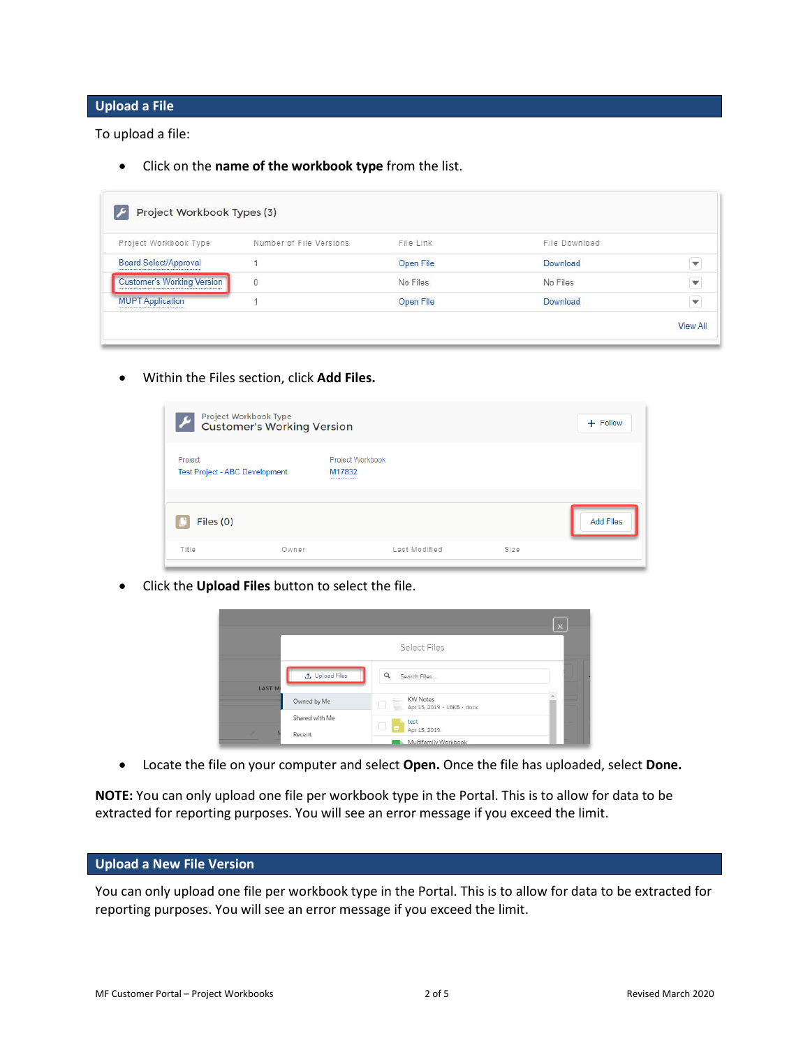## Upload a File

To upload a file:

- Click on the **name of the workbook type** from the list.

- Within the Files section, click **Add Files.**

- Click the **Upload Files** button to select the file.

- Locate the file on your computer and select **Open.** Once the file has uploaded, select **Done.**

**NOTE:** You can only upload one file per workbook type in the Portal. This is to allow for data to be extracted for reporting purposes. You will see an error message if you exceed the limit.

## Upload a New File Version

You can only upload one file per workbook type in the Portal. This is to allow for data to be extracted for reporting purposes. You will see an error message if you exceed the limit.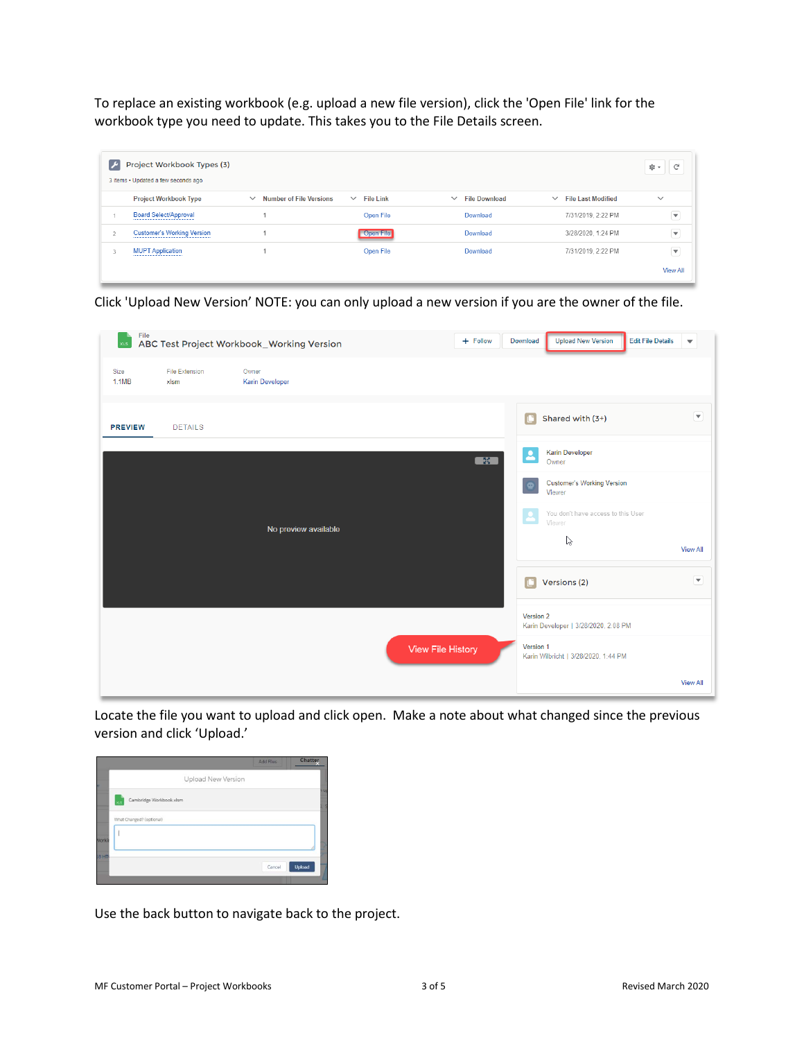To replace an existing workbook (e.g. upload a new file version), click the 'Open File' link for the workbook type you need to update. This takes you to the File Details screen.

Click 'Upload New Version' NOTE: you can only upload a new version if you are the owner of the file.

Locate the file you want to upload and click open. Make a note about what changed since the previous version and click 'Upload.'

Use the back button to navigate back to the project.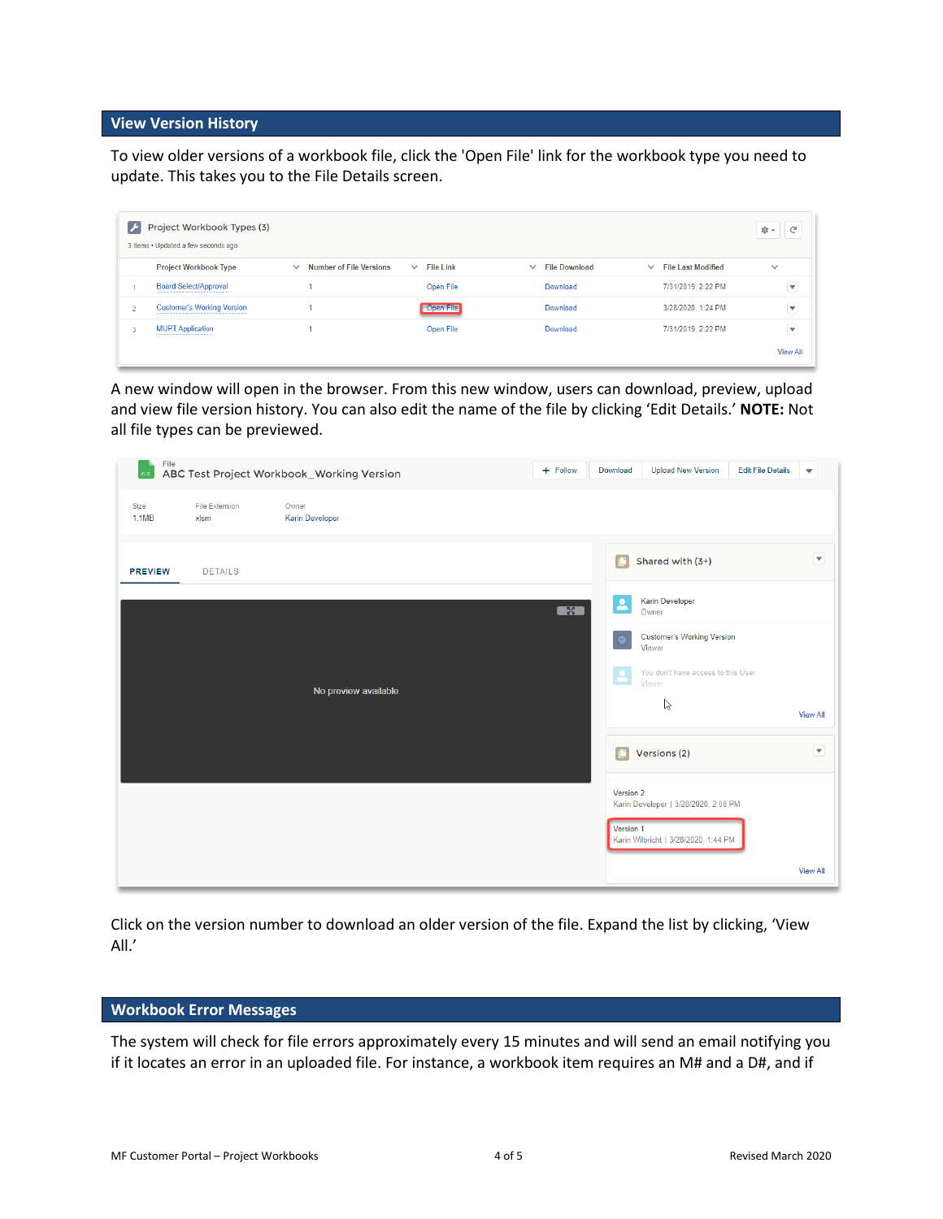## View Version History

To view older versions of a workbook file, click the 'Open File' link for the workbook type you need to update. This takes you to the File Details screen.

A new window will open in the browser. From this new window, users can download, preview, upload and view file version history. You can also edit the name of the file by clicking 'Edit Details.' **NOTE:** Not all file types can be previewed.

Click on the version number to download an older version of the file. Expand the list by clicking, 'View All.'

## Workbook Error Messages

The system will check for file errors approximately every 15 minutes and will send an email notifying you if it locates an error in an uploaded file. For instance, a workbook item requires an M# and a D#, and if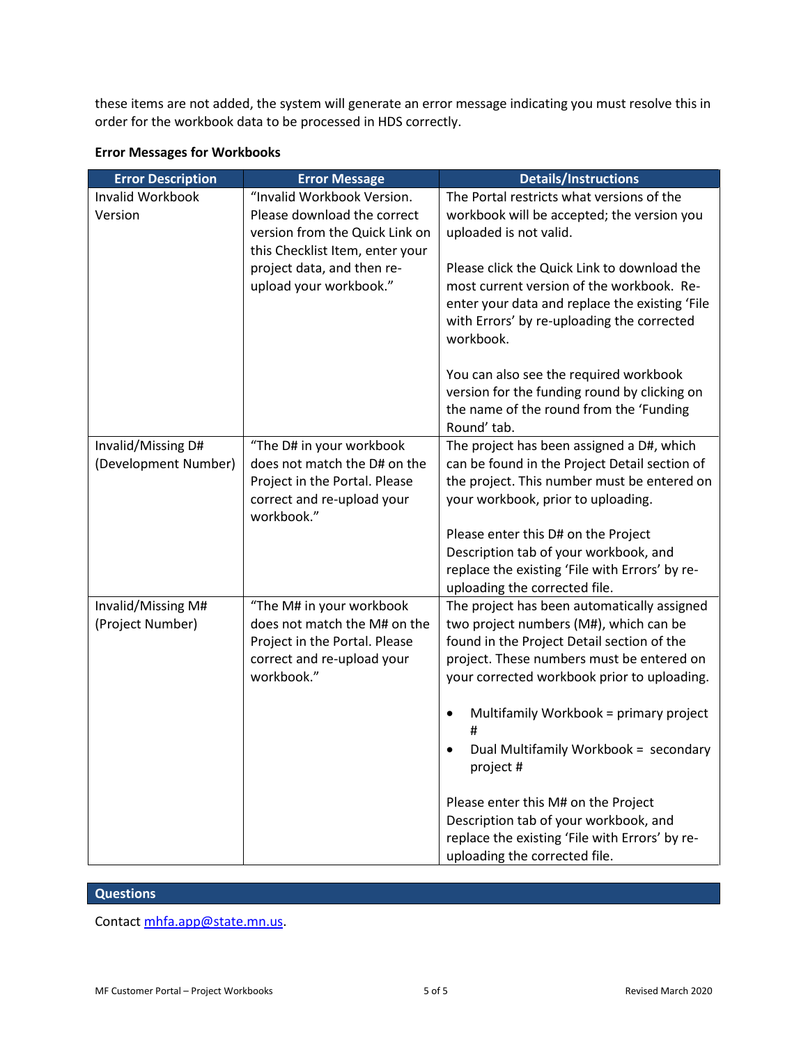these items are not added, the system will generate an error message indicating you must resolve this in order for the workbook data to be processed in HDS correctly.

**Error Messages for Workbooks**

| Error Description | Error Message | Details/Instructions |
|---|---|---|
| Invalid Workbook Version | "Invalid Workbook Version. Please download the correct version from the Quick Link on this Checklist Item, enter your project data, and then re-upload your workbook." | The Portal restricts what versions of the workbook will be accepted; the version you uploaded is not valid.<br><br>Please click the Quick Link to download the most current version of the workbook. Re-enter your data and replace the existing 'File with Errors' by re-uploading the corrected workbook.<br><br>You can also see the required workbook version for the funding round by clicking on the name of the round from the 'Funding Round' tab. |
| Invalid/Missing D# (Development Number) | "The D# in your workbook does not match the D# on the Project in the Portal. Please correct and re-upload your workbook." | The project has been assigned a D#, which can be found in the Project Detail section of the project. This number must be entered on your workbook, prior to uploading.<br><br>Please enter this D# on the Project Description tab of your workbook, and replace the existing 'File with Errors' by re-uploading the corrected file. |
| Invalid/Missing M# (Project Number) | "The M# in your workbook does not match the M# on the Project in the Portal. Please correct and re-upload your workbook." | The project has been automatically assigned two project numbers (M#), which can be found in the Project Detail section of the project. These numbers must be entered on your corrected workbook prior to uploading.<br><br>• Multifamily Workbook = primary project #<br>• Dual Multifamily Workbook = secondary project #<br><br>Please enter this M# on the Project Description tab of your workbook, and replace the existing 'File with Errors' by re-uploading the corrected file. |

## Questions

Contact mhfa.app@state.mn.us.